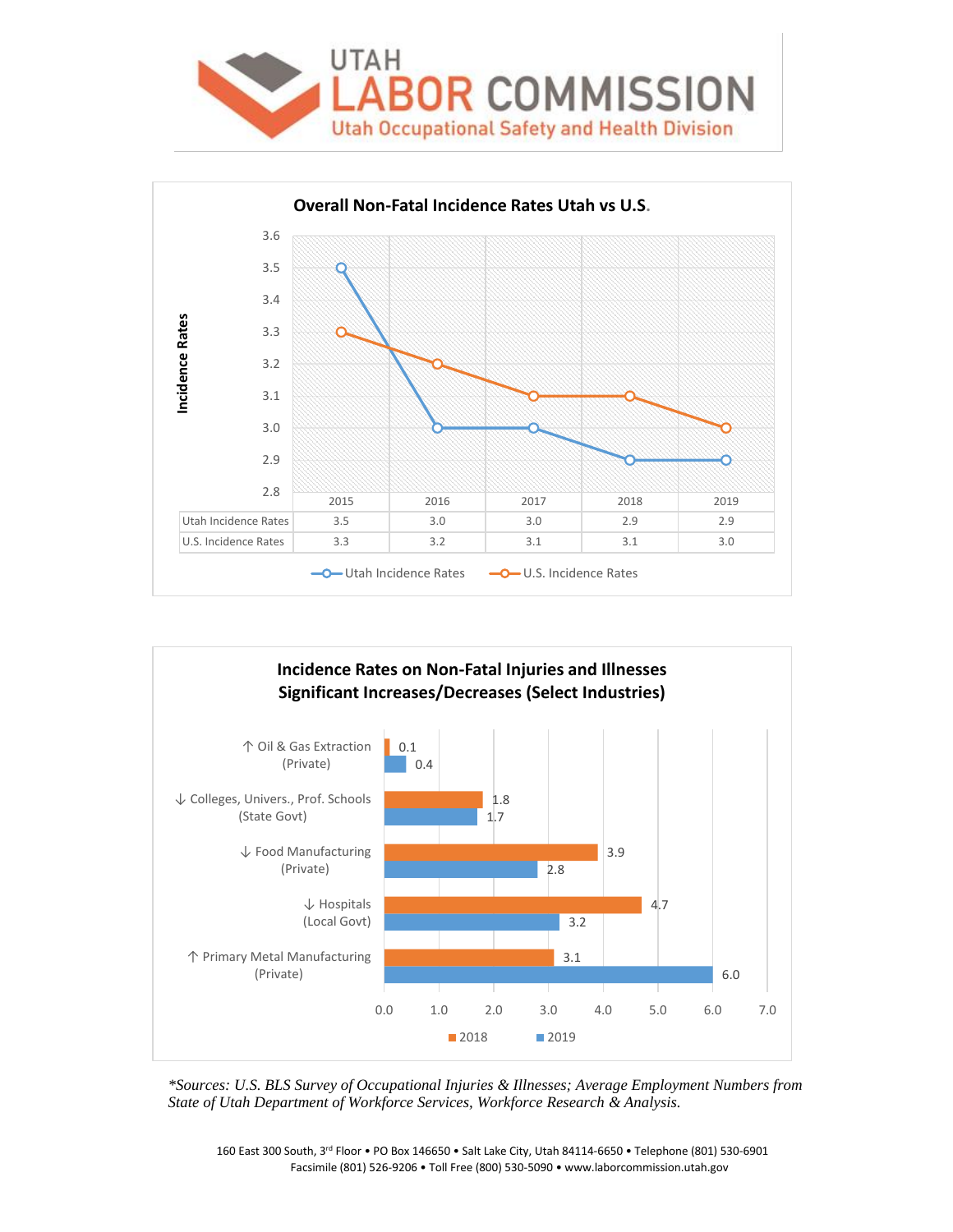# UTAH LABOR COMMISSION

## Utah Occupational Safety and Health Division

### Overall Non-Fatal Incidence Rates Utah vs U.S.

| | 2015 | 2016 | 2017 | 2018 | 2019 |
|---|---|---|---|---|---|
| Utah Incidence Rates | 3.5 | 3.0 | 3.0 | 2.9 | 2.9 |
| U.S. Incidence Rates | 3.3 | 3.2 | 3.1 | 3.1 | 3.0 |

### Incidence Rates on Non-Fatal Injuries and Illnesses Significant Increases/Decreases (Select Industries)

| Industry | 2018 | 2019 |
|---|---|---|
| ↑ Oil & Gas Extraction (Private) | 0.1 | 0.4 |
| ↓ Colleges, Univers., Prof. Schools (State Govt) | 1.8 | 1.7 |
| ↓ Food Manufacturing (Private) | 3.9 | 2.8 |
| ↓ Hospitals (Local Govt) | 4.7 | 3.2 |
| ↑ Primary Metal Manufacturing (Private) | 3.1 | 6.0 |

*\*Sources: U.S. BLS Survey of Occupational Injuries & Illnesses; Average Employment Numbers from State of Utah Department of Workforce Services, Workforce Research & Analysis.*

160 East 300 South, 3rd Floor • PO Box 146650 • Salt Lake City, Utah 84114-6650 • Telephone (801) 530-6901
Facsimile (801) 526-9206 • Toll Free (800) 530-5090 • www.laborcommission.utah.gov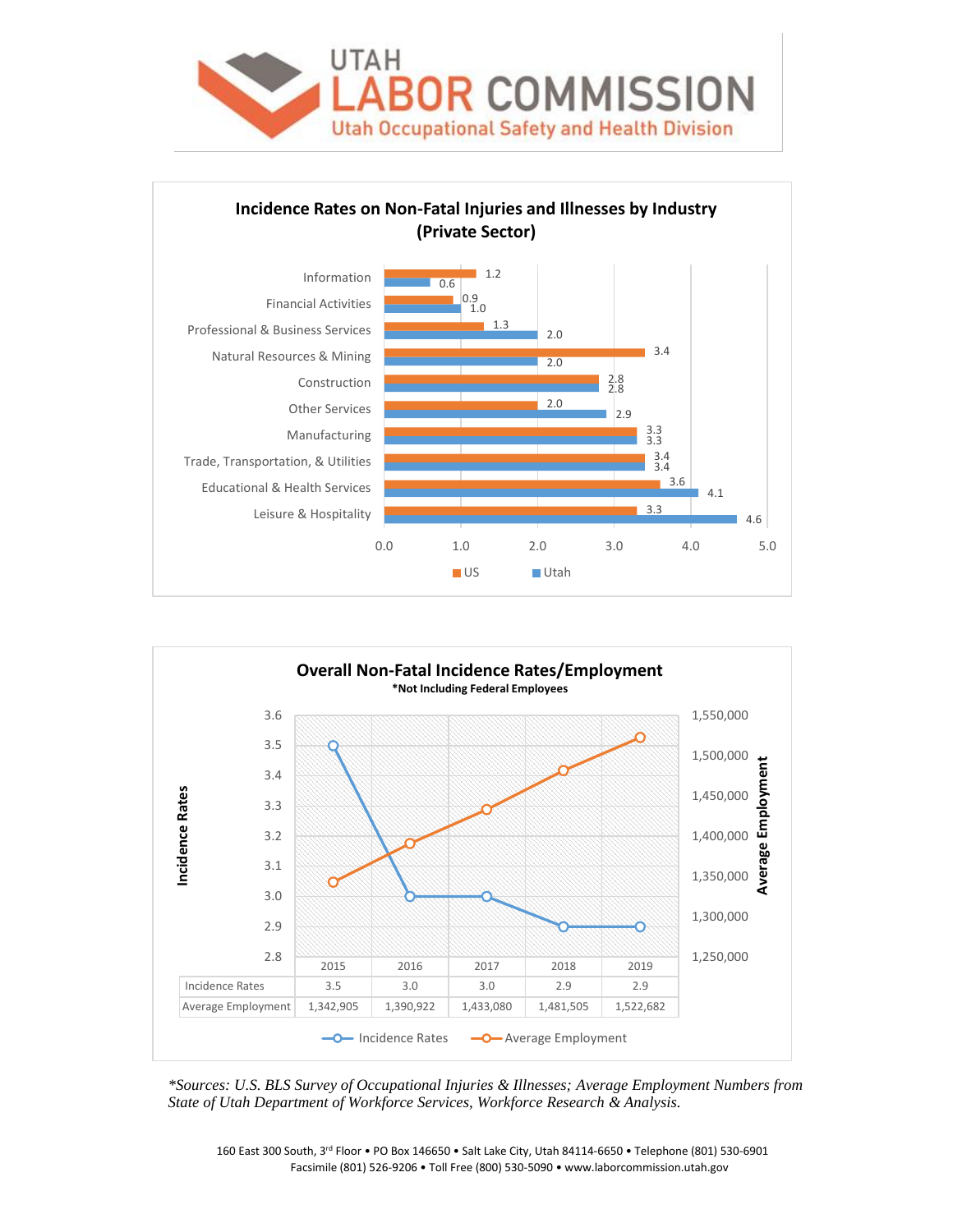# UTAH LABOR COMMISSION

## Utah Occupational Safety and Health Division

### Incidence Rates on Non-Fatal Injuries and Illnesses by Industry (Private Sector)

| Industry | US | Utah |
|---|---|---|
| Information | 1.2 | 0.6 |
| Financial Activities | 0.9 | 1.0 |
| Professional & Business Services | 1.3 | 2.0 |
| Natural Resources & Mining | 3.4 | 2.0 |
| Construction | 2.8 | 2.8 |
| Other Services | 2.0 | 2.9 |
| Manufacturing | 3.3 | 3.3 |
| Trade, Transportation, & Utilities | 3.4 | 3.4 |
| Educational & Health Services | 3.6 | 4.1 |
| Leisure & Hospitality | 3.3 | 4.6 |

### Overall Non-Fatal Incidence Rates/Employment

**\*Not Including Federal Employees**

| | 2015 | 2016 | 2017 | 2018 | 2019 |
|---|---|---|---|---|---|
| Incidence Rates | 3.5 | 3.0 | 3.0 | 2.9 | 2.9 |
| Average Employment | 1,342,905 | 1,390,922 | 1,433,080 | 1,481,505 | 1,522,682 |

*\*Sources: U.S. BLS Survey of Occupational Injuries & Illnesses; Average Employment Numbers from State of Utah Department of Workforce Services, Workforce Research & Analysis.*

160 East 300 South, 3rd Floor • PO Box 146650 • Salt Lake City, Utah 84114-6650 • Telephone (801) 530-6901
Facsimile (801) 526-9206 • Toll Free (800) 530-5090 • www.laborcommission.utah.gov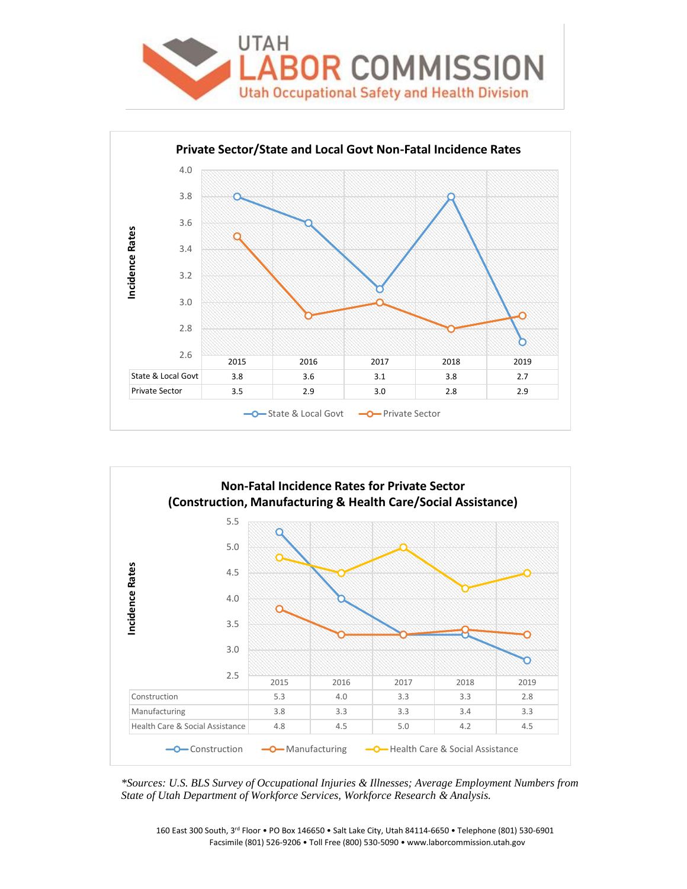# UTAH LABOR COMMISSION

## Utah Occupational Safety and Health Division

### Private Sector/State and Local Govt Non-Fatal Incidence Rates

| | 2015 | 2016 | 2017 | 2018 | 2019 |
|---|---|---|---|---|---|
| State & Local Govt | 3.8 | 3.6 | 3.1 | 3.8 | 2.7 |
| Private Sector | 3.5 | 2.9 | 3.0 | 2.8 | 2.9 |

### Non-Fatal Incidence Rates for Private Sector (Construction, Manufacturing & Health Care/Social Assistance)

| | 2015 | 2016 | 2017 | 2018 | 2019 |
|---|---|---|---|---|---|
| Construction | 5.3 | 4.0 | 3.3 | 3.3 | 2.8 |
| Manufacturing | 3.8 | 3.3 | 3.3 | 3.4 | 3.3 |
| Health Care & Social Assistance | 4.8 | 4.5 | 5.0 | 4.2 | 4.5 |

*\*Sources: U.S. BLS Survey of Occupational Injuries & Illnesses; Average Employment Numbers from State of Utah Department of Workforce Services, Workforce Research & Analysis.*

160 East 300 South, 3rd Floor • PO Box 146650 • Salt Lake City, Utah 84114-6650 • Telephone (801) 530-6901
Facsimile (801) 526-9206 • Toll Free (800) 530-5090 • www.laborcommission.utah.gov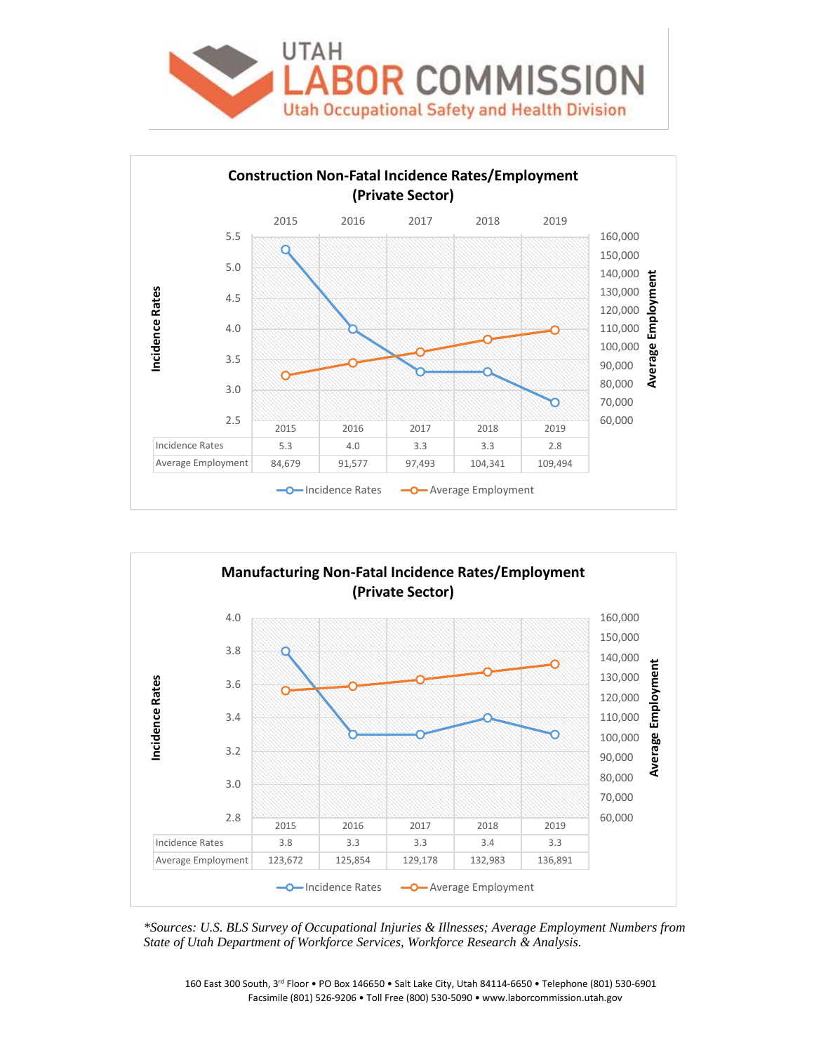UTAH LABOR COMMISSION
Utah Occupational Safety and Health Division

## Construction Non-Fatal Incidence Rates/Employment (Private Sector)

| | 2015 | 2016 | 2017 | 2018 | 2019 |
|---|---|---|---|---|---|
| Incidence Rates | 5.3 | 4.0 | 3.3 | 3.3 | 2.8 |
| Average Employment | 84,679 | 91,577 | 97,493 | 104,341 | 109,494 |

## Manufacturing Non-Fatal Incidence Rates/Employment (Private Sector)

| | 2015 | 2016 | 2017 | 2018 | 2019 |
|---|---|---|---|---|---|
| Incidence Rates | 3.8 | 3.3 | 3.3 | 3.4 | 3.3 |
| Average Employment | 123,672 | 125,854 | 129,178 | 132,983 | 136,891 |

*\*Sources: U.S. BLS Survey of Occupational Injuries & Illnesses; Average Employment Numbers from State of Utah Department of Workforce Services, Workforce Research & Analysis.*

160 East 300 South, 3rd Floor • PO Box 146650 • Salt Lake City, Utah 84114-6650 • Telephone (801) 530-6901
Facsimile (801) 526-9206 • Toll Free (800) 530-5090 • www.laborcommission.utah.gov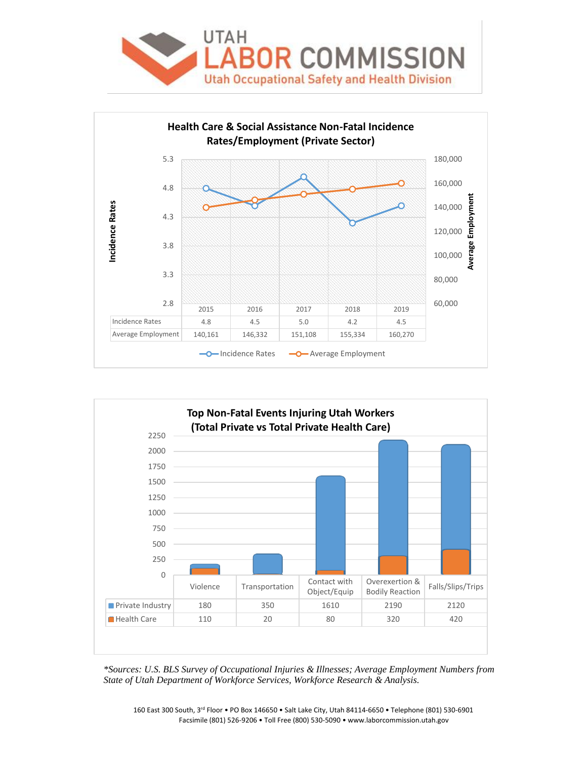**UTAH LABOR COMMISSION**
Utah Occupational Safety and Health Division

## Health Care & Social Assistance Non-Fatal Incidence Rates/Employment (Private Sector)

| | 2015 | 2016 | 2017 | 2018 | 2019 |
|---|---|---|---|---|---|
| Incidence Rates | 4.8 | 4.5 | 5.0 | 4.2 | 4.5 |
| Average Employment | 140,161 | 146,332 | 151,108 | 155,334 | 160,270 |

## Top Non-Fatal Events Injuring Utah Workers (Total Private vs Total Private Health Care)

| | Violence | Transportation | Contact with Object/Equip | Overexertion & Bodily Reaction | Falls/Slips/Trips |
|---|---|---|---|---|---|
| Private Industry | 180 | 350 | 1610 | 2190 | 2120 |
| Health Care | 110 | 20 | 80 | 320 | 420 |

*\*Sources: U.S. BLS Survey of Occupational Injuries & Illnesses; Average Employment Numbers from State of Utah Department of Workforce Services, Workforce Research & Analysis.*

160 East 300 South, 3rd Floor • PO Box 146650 • Salt Lake City, Utah 84114-6650 • Telephone (801) 530-6901
Facsimile (801) 526-9206 • Toll Free (800) 530-5090 • www.laborcommission.utah.gov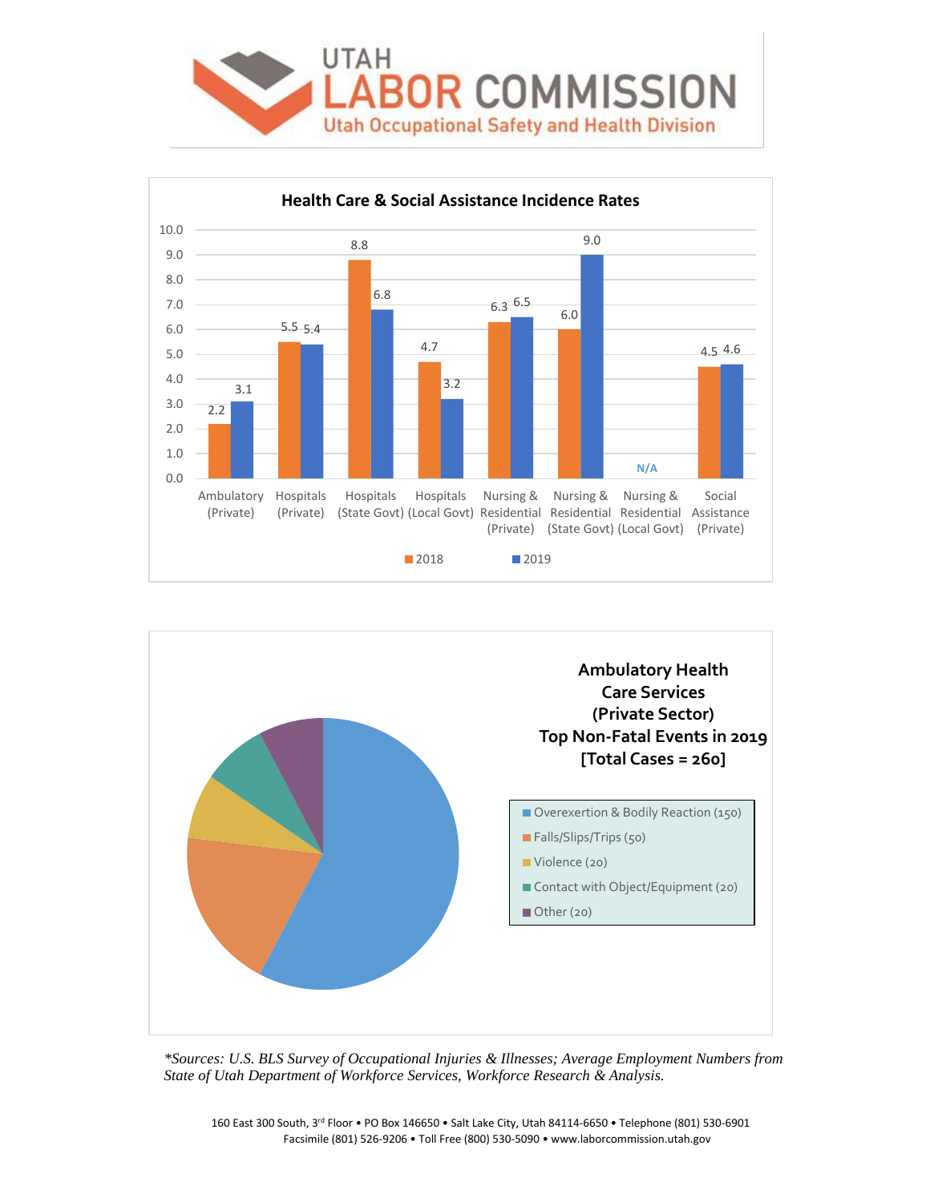# UTAH LABOR COMMISSION

Utah Occupational Safety and Health Division

**Health Care & Social Assistance Incidence Rates**

| Industry | 2018 | 2019 |
|---|---|---|
| Ambulatory (Private) | 2.2 | 3.1 |
| Hospitals (Private) | 5.5 | 5.4 |
| Hospitals (State Govt) | 8.8 | 6.8 |
| Hospitals (Local Govt) | 4.7 | 3.2 |
| Nursing & Residential (Private) | 6.3 | 6.5 |
| Nursing & Residential (State Govt) | 6.0 | 9.0 |
| Nursing & Residential (Local Govt) | N/A | N/A |
| Social Assistance (Private) | 4.5 | 4.6 |

**Ambulatory Health Care Services (Private Sector) Top Non-Fatal Events in 2019 [Total Cases = 260]**

- Overexertion & Bodily Reaction (150)
- Falls/Slips/Trips (50)
- Violence (20)
- Contact with Object/Equipment (20)
- Other (20)

*\*Sources: U.S. BLS Survey of Occupational Injuries & Illnesses; Average Employment Numbers from State of Utah Department of Workforce Services, Workforce Research & Analysis.*

160 East 300 South, 3rd Floor • PO Box 146650 • Salt Lake City, Utah 84114-6650 • Telephone (801) 530-6901
Facsimile (801) 526-9206 • Toll Free (800) 530-5090 • www.laborcommission.utah.gov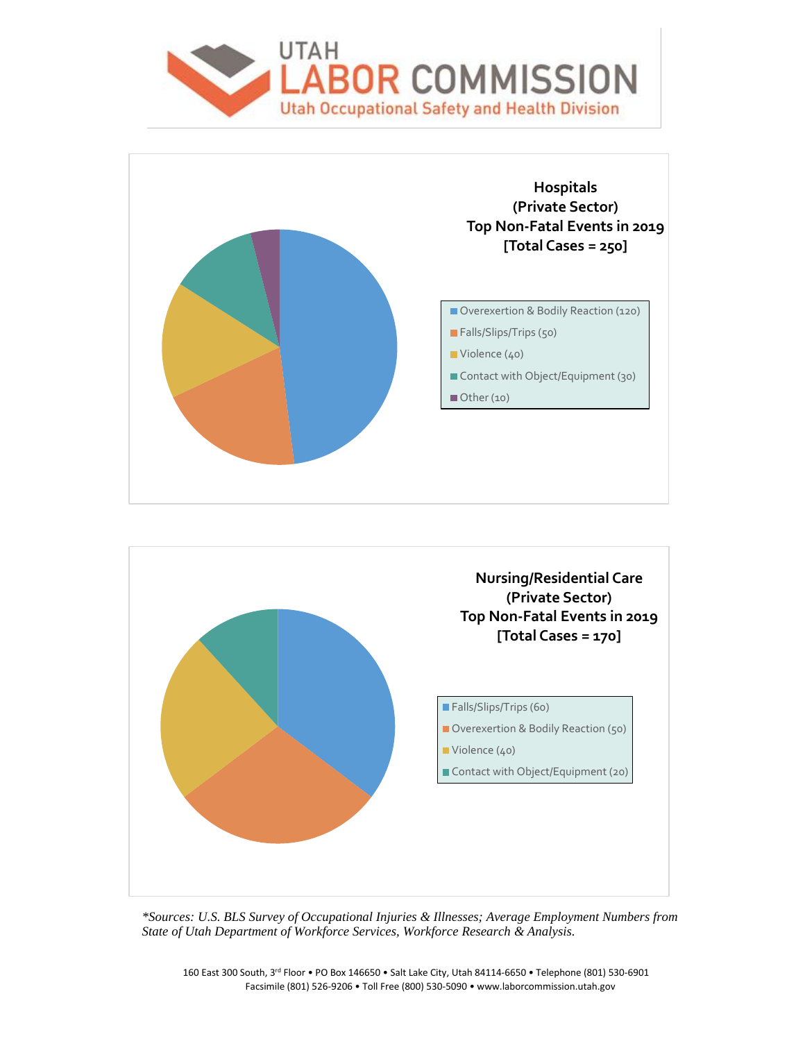UTAH LABOR COMMISSION
Utah Occupational Safety and Health Division

**Hospitals (Private Sector) Top Non-Fatal Events in 2019 [Total Cases = 250]**

- Overexertion & Bodily Reaction (120)
- Falls/Slips/Trips (50)
- Violence (40)
- Contact with Object/Equipment (30)
- Other (10)

**Nursing/Residential Care (Private Sector) Top Non-Fatal Events in 2019 [Total Cases = 170]**

- Falls/Slips/Trips (60)
- Overexertion & Bodily Reaction (50)
- Violence (40)
- Contact with Object/Equipment (20)

*\*Sources: U.S. BLS Survey of Occupational Injuries & Illnesses; Average Employment Numbers from State of Utah Department of Workforce Services, Workforce Research & Analysis.*

160 East 300 South, 3rd Floor • PO Box 146650 • Salt Lake City, Utah 84114-6650 • Telephone (801) 530-6901
Facsimile (801) 526-9206 • Toll Free (800) 530-5090 • www.laborcommission.utah.gov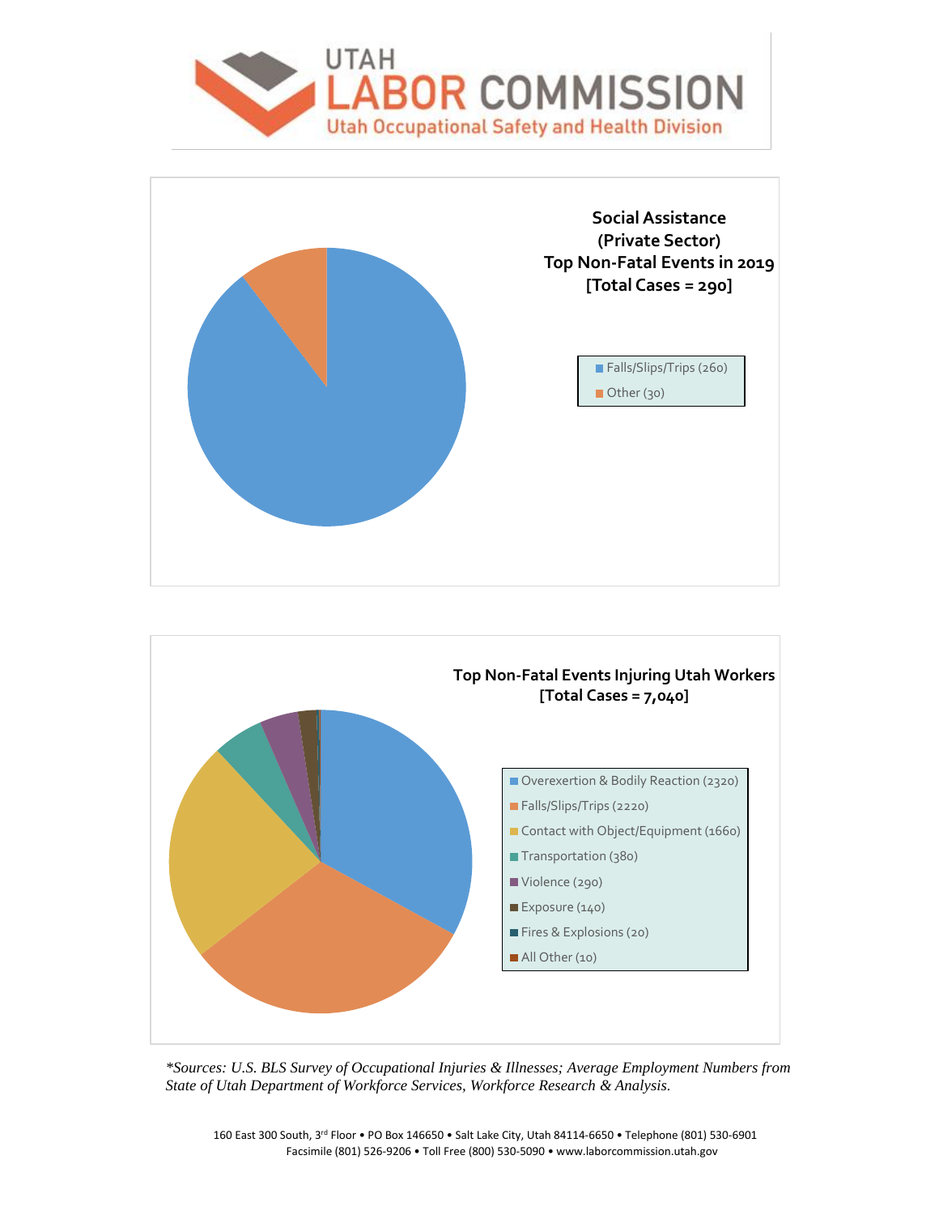**UTAH LABOR COMMISSION**
Utah Occupational Safety and Health Division

**Social Assistance (Private Sector) Top Non-Fatal Events in 2019 [Total Cases = 290]**

- Falls/Slips/Trips (260)
- Other (30)

**Top Non-Fatal Events Injuring Utah Workers [Total Cases = 7,040]**

- Overexertion & Bodily Reaction (2320)
- Falls/Slips/Trips (2220)
- Contact with Object/Equipment (1660)
- Transportation (380)
- Violence (290)
- Exposure (140)
- Fires & Explosions (20)
- All Other (10)

*\*Sources: U.S. BLS Survey of Occupational Injuries & Illnesses; Average Employment Numbers from State of Utah Department of Workforce Services, Workforce Research & Analysis.*

160 East 300 South, 3rd Floor • PO Box 146650 • Salt Lake City, Utah 84114-6650 • Telephone (801) 530-6901
Facsimile (801) 526-9206 • Toll Free (800) 530-5090 • www.laborcommission.utah.gov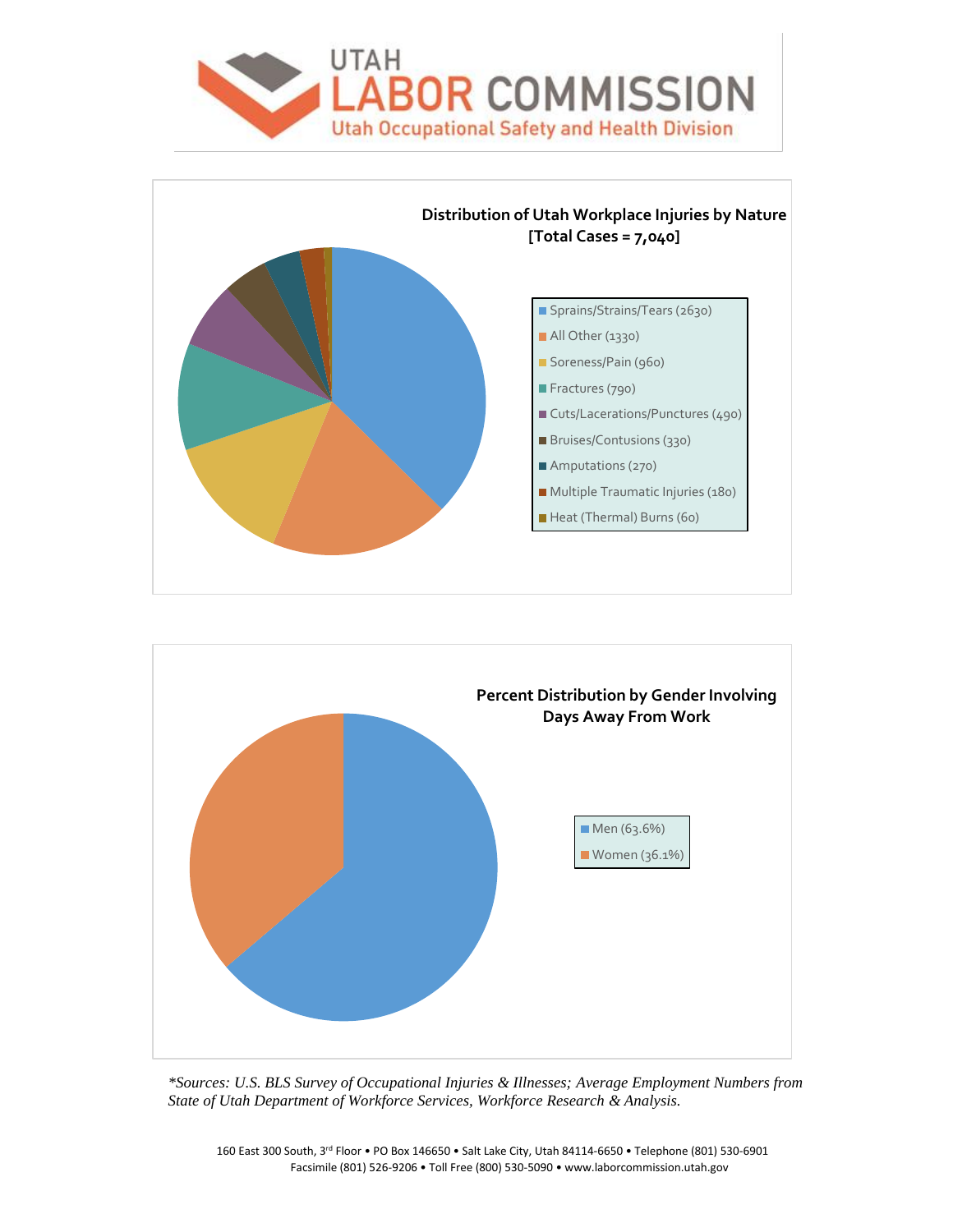**UTAH LABOR COMMISSION**
Utah Occupational Safety and Health Division

**Distribution of Utah Workplace Injuries by Nature**
**[Total Cases = 7,040]**

- Sprains/Strains/Tears (2630)
- All Other (1330)
- Soreness/Pain (960)
- Fractures (790)
- Cuts/Lacerations/Punctures (490)
- Bruises/Contusions (330)
- Amputations (270)
- Multiple Traumatic Injuries (180)
- Heat (Thermal) Burns (60)

**Percent Distribution by Gender Involving Days Away From Work**

- Men (63.6%)
- Women (36.1%)

*\*Sources: U.S. BLS Survey of Occupational Injuries & Illnesses; Average Employment Numbers from State of Utah Department of Workforce Services, Workforce Research & Analysis.*

160 East 300 South, 3rd Floor • PO Box 146650 • Salt Lake City, Utah 84114-6650 • Telephone (801) 530-6901
Facsimile (801) 526-9206 • Toll Free (800) 530-5090 • www.laborcommission.utah.gov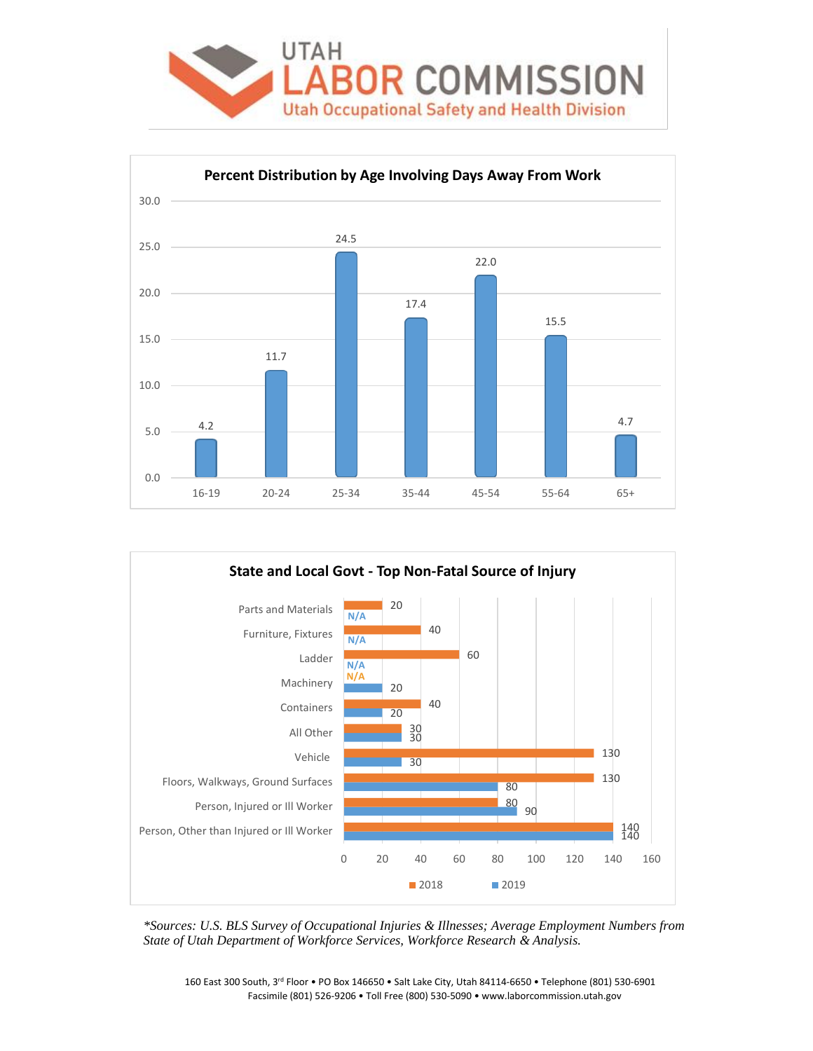UTAH
LABOR COMMISSION
Utah Occupational Safety and Health Division

**Percent Distribution by Age Involving Days Away From Work**

| Age | Percent |
|---|---|
| 16-19 | 4.2 |
| 20-24 | 11.7 |
| 25-34 | 24.5 |
| 35-44 | 17.4 |
| 45-54 | 22.0 |
| 55-64 | 15.5 |
| 65+ | 4.7 |

**State and Local Govt - Top Non-Fatal Source of Injury**

| Source | 2018 | 2019 |
|---|---|---|
| Parts and Materials | 20 | N/A |
| Furniture, Fixtures | 40 | N/A |
| Ladder | 60 | N/A |
| Machinery | N/A | 20 |
| Containers | 40 | 20 |
| All Other | 30 | 30 |
| Vehicle | 130 | 30 |
| Floors, Walkways, Ground Surfaces | 130 | 80 |
| Person, Injured or Ill Worker | 80 | 90 |
| Person, Other than Injured or Ill Worker | 140 | 140 |

*\*Sources: U.S. BLS Survey of Occupational Injuries & Illnesses; Average Employment Numbers from State of Utah Department of Workforce Services, Workforce Research & Analysis.*

160 East 300 South, 3rd Floor • PO Box 146650 • Salt Lake City, Utah 84114-6650 • Telephone (801) 530-6901
Facsimile (801) 526-9206 • Toll Free (800) 530-5090 • www.laborcommission.utah.gov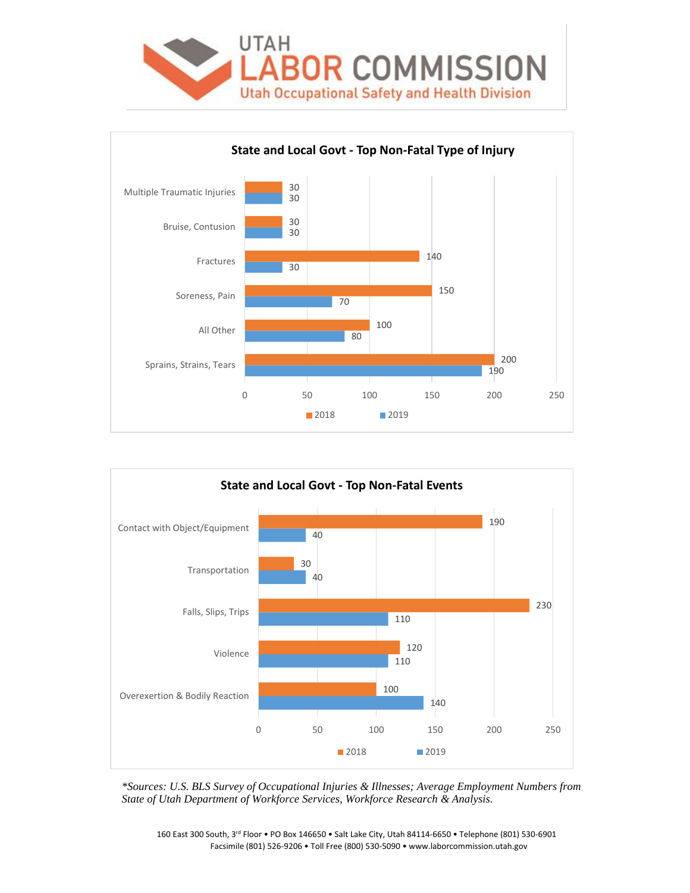# UTAH LABOR COMMISSION

## Utah Occupational Safety and Health Division

### State and Local Govt - Top Non-Fatal Type of Injury

| Type of Injury | 2018 | 2019 |
|---|---|---|
| Multiple Traumatic Injuries | 30 | 30 |
| Bruise, Contusion | 30 | 30 |
| Fractures | 140 | 30 |
| Soreness, Pain | 150 | 70 |
| All Other | 100 | 80 |
| Sprains, Strains, Tears | 200 | 190 |

### State and Local Govt - Top Non-Fatal Events

| Event | 2018 | 2019 |
|---|---|---|
| Contact with Object/Equipment | 190 | 40 |
| Transportation | 30 | 40 |
| Falls, Slips, Trips | 230 | 110 |
| Violence | 120 | 110 |
| Overexertion & Bodily Reaction | 100 | 140 |

*\*Sources: U.S. BLS Survey of Occupational Injuries & Illnesses; Average Employment Numbers from State of Utah Department of Workforce Services, Workforce Research & Analysis.*

160 East 300 South, 3rd Floor • PO Box 146650 • Salt Lake City, Utah 84114-6650 • Telephone (801) 530-6901
Facsimile (801) 526-9206 • Toll Free (800) 530-5090 • www.laborcommission.utah.gov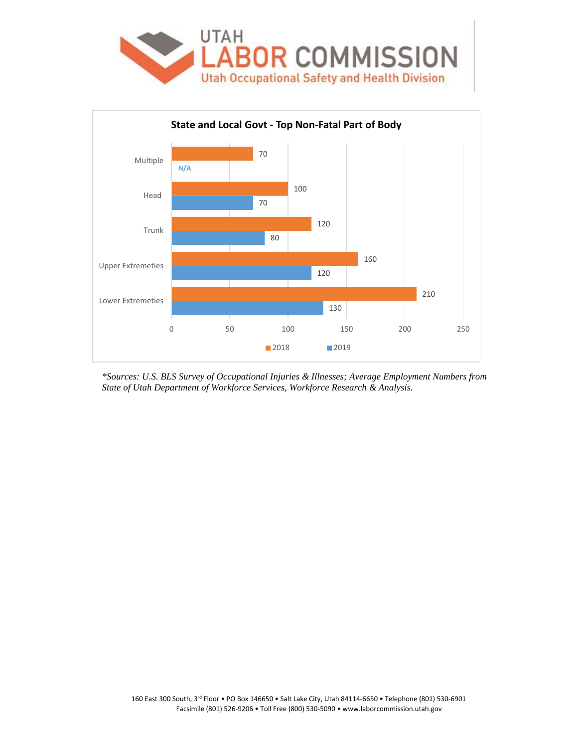State and Local Govt - Top Non-Fatal Part of Body

Multiple
70
N/A

Head
100
70

Trunk
120
80

Upper Extremeties
160
120

Lower Extremeties
210
130

0
50
100
150
200
250

2018
2019

*\*Sources: U.S. BLS Survey of Occupational Injuries & Illnesses; Average Employment Numbers from State of Utah Department of Workforce Services, Workforce Research & Analysis.*